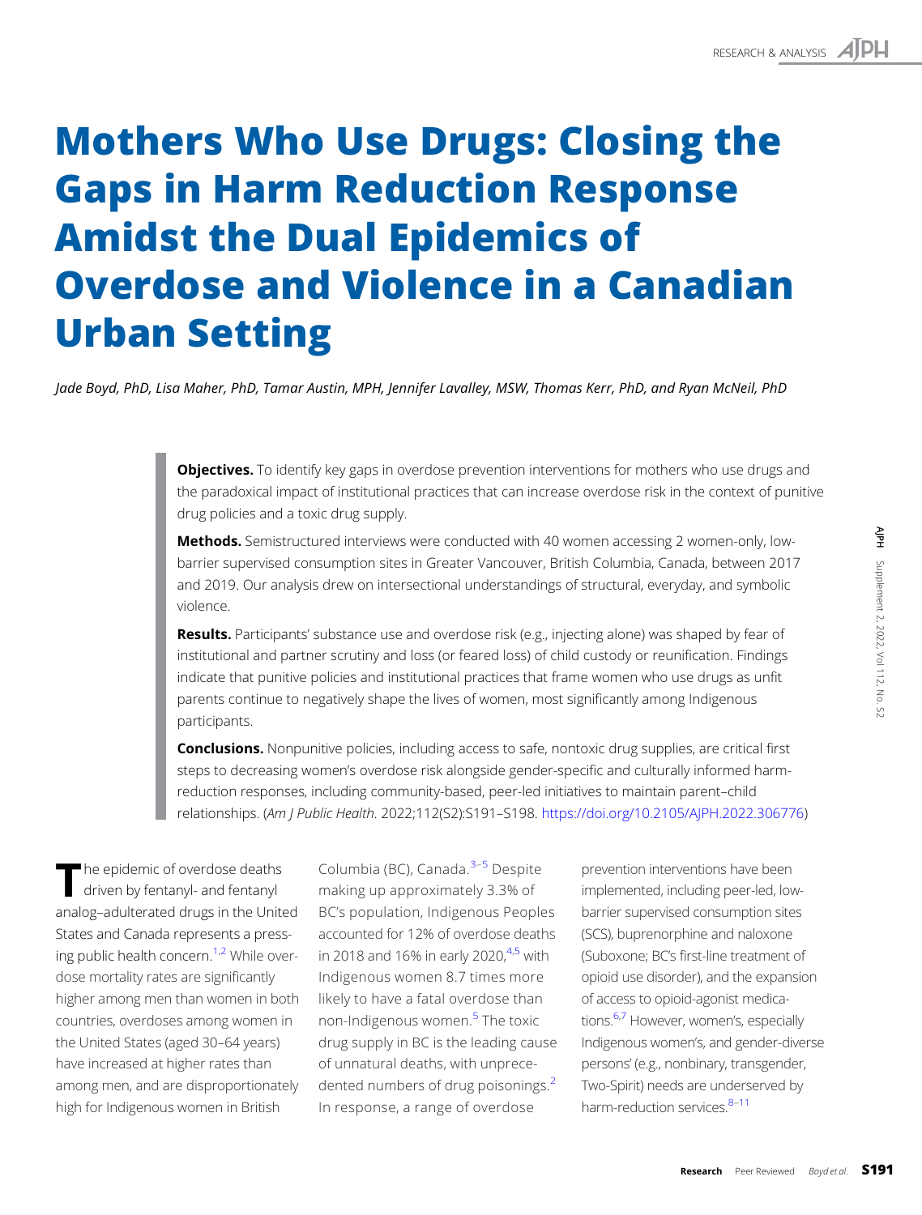# Mothers Who Use Drugs: Closing the Gaps in Harm Reduction Response Amidst the Dual Epidemics of Overdose and Violence in a Canadian Urban Setting

*Jade Boyd, PhD, Lisa Maher, PhD, Tamar Austin, MPH, Jennifer Lavalley, MSW, Thomas Kerr, PhD, and Ryan McNeil, PhD*

**Objectives.** To identify key gaps in overdose prevention interventions for mothers who use drugs and the paradoxical impact of institutional practices that can increase overdose risk in the context of punitive drug policies and a toxic drug supply.

**Methods.** Semistructured interviews were conducted with 40 women accessing 2 women-only, low-barrier supervised consumption sites in Greater Vancouver, British Columbia, Canada, between 2017 and 2019. Our analysis drew on intersectional understandings of structural, everyday, and symbolic violence.

**Results.** Participants' substance use and overdose risk (e.g., injecting alone) was shaped by fear of institutional and partner scrutiny and loss (or feared loss) of child custody or reunification. Findings indicate that punitive policies and institutional practices that frame women who use drugs as unfit parents continue to negatively shape the lives of women, most significantly among Indigenous participants.

**Conclusions.** Nonpunitive policies, including access to safe, nontoxic drug supplies, are critical first steps to decreasing women's overdose risk alongside gender-specific and culturally informed harm-reduction responses, including community-based, peer-led initiatives to maintain parent–child relationships. (*Am J Public Health*. 2022;112(S2):S191–S198. https://doi.org/10.2105/AJPH.2022.306776)

The epidemic of overdose deaths driven by fentanyl- and fentanyl analog–adulterated drugs in the United States and Canada represents a pressing public health concern.[1,2] While overdose mortality rates are significantly higher among men than women in both countries, overdoses among women in the United States (aged 30–64 years) have increased at higher rates than among men, and are disproportionately high for Indigenous women in British Columbia (BC), Canada.[3–5] Despite making up approximately 3.3% of BC's population, Indigenous Peoples accounted for 12% of overdose deaths in 2018 and 16% in early 2020,[4,5] with Indigenous women 8.7 times more likely to have a fatal overdose than non-Indigenous women.[5] The toxic drug supply in BC is the leading cause of unnatural deaths, with unprecedented numbers of drug poisonings.[2] In response, a range of overdose prevention interventions have been implemented, including peer-led, low-barrier supervised consumption sites (SCS), buprenorphine and naloxone (Suboxone; BC's first-line treatment of opioid use disorder), and the expansion of access to opioid-agonist medications.[6,7] However, women's, especially Indigenous women's, and gender-diverse persons' (e.g., nonbinary, transgender, Two-Spirit) needs are underserved by harm-reduction services.[8–11]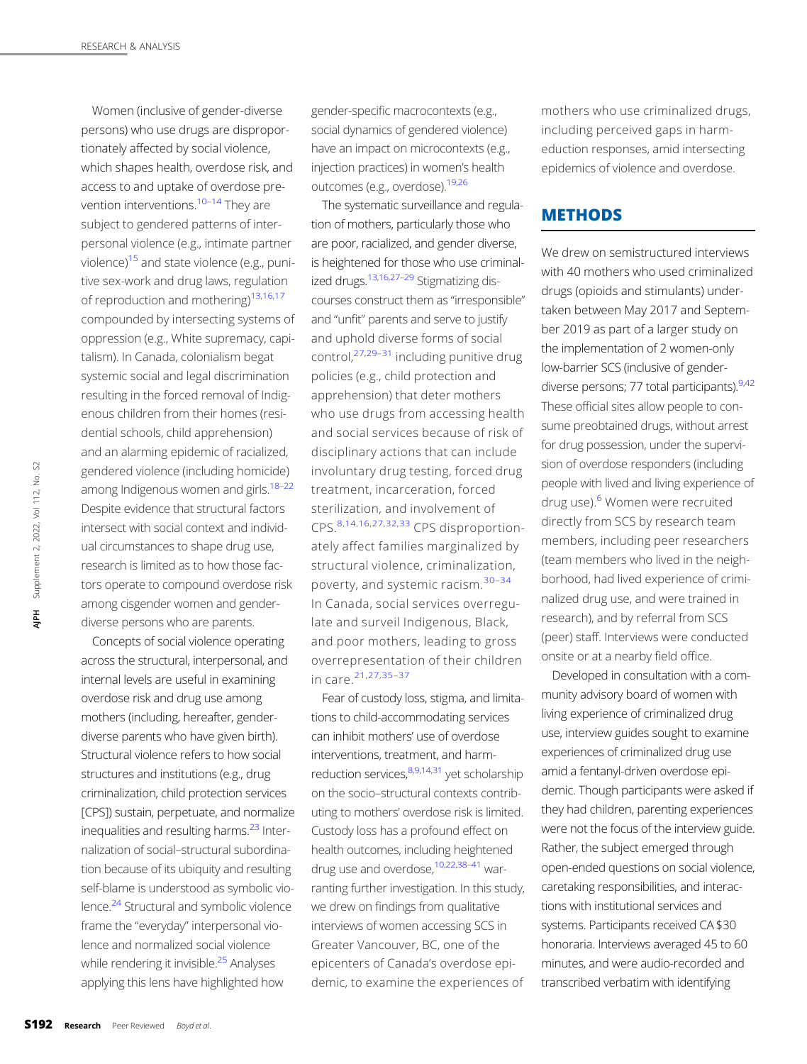Women (inclusive of gender-diverse persons) who use drugs are disproportionately affected by social violence, which shapes health, overdose risk, and access to and uptake of overdose prevention interventions.[10–14] They are subject to gendered patterns of interpersonal violence (e.g., intimate partner violence)[15] and state violence (e.g., punitive sex-work and drug laws, regulation of reproduction and mothering)[13,16,17] compounded by intersecting systems of oppression (e.g., White supremacy, capitalism). In Canada, colonialism begat systemic social and legal discrimination resulting in the forced removal of Indigenous children from their homes (residential schools, child apprehension) and an alarming epidemic of racialized, gendered violence (including homicide) among Indigenous women and girls.[18–22] Despite evidence that structural factors intersect with social context and individual circumstances to shape drug use, research is limited as to how those factors operate to compound overdose risk among cisgender women and gender-diverse persons who are parents.

Concepts of social violence operating across the structural, interpersonal, and internal levels are useful in examining overdose risk and drug use among mothers (including, hereafter, gender-diverse parents who have given birth). Structural violence refers to how social structures and institutions (e.g., drug criminalization, child protection services [CPS]) sustain, perpetuate, and normalize inequalities and resulting harms.[23] Internalization of social–structural subordination because of its ubiquity and resulting self-blame is understood as symbolic violence.[24] Structural and symbolic violence frame the "everyday" interpersonal violence and normalized social violence while rendering it invisible.[25] Analyses applying this lens have highlighted how gender-specific macrocontexts (e.g., social dynamics of gendered violence) have an impact on microcontexts (e.g., injection practices) in women's health outcomes (e.g., overdose).[19,26]

The systematic surveillance and regulation of mothers, particularly those who are poor, racialized, and gender diverse, is heightened for those who use criminalized drugs.[13,16,27–29] Stigmatizing discourses construct them as "irresponsible" and "unfit" parents and serve to justify and uphold diverse forms of social control,[27,29–31] including punitive drug policies (e.g., child protection and apprehension) that deter mothers who use drugs from accessing health and social services because of risk of disciplinary actions that can include involuntary drug testing, forced drug treatment, incarceration, forced sterilization, and involvement of CPS.[8,14,16,27,32,33] CPS disproportionately affect families marginalized by structural violence, criminalization, poverty, and systemic racism.[30–34] In Canada, social services overregulate and surveil Indigenous, Black, and poor mothers, leading to gross overrepresentation of their children in care.[21,27,35–37]

Fear of custody loss, stigma, and limitations to child-accommodating services can inhibit mothers' use of overdose interventions, treatment, and harm-reduction services,[8,9,14,31] yet scholarship on the socio–structural contexts contributing to mothers' overdose risk is limited. Custody loss has a profound effect on health outcomes, including heightened drug use and overdose,[10,22,38–41] warranting further investigation. In this study, we drew on findings from qualitative interviews of women accessing SCS in Greater Vancouver, BC, one of the epicenters of Canada's overdose epidemic, to examine the experiences of mothers who use criminalized drugs, including perceived gaps in harm-eduction responses, amid intersecting epidemics of violence and overdose.

## METHODS

We drew on semistructured interviews with 40 mothers who used criminalized drugs (opioids and stimulants) undertaken between May 2017 and September 2019 as part of a larger study on the implementation of 2 women-only low-barrier SCS (inclusive of gender-diverse persons; 77 total participants).[9,42] These official sites allow people to consume preobtained drugs, without arrest for drug possession, under the supervision of overdose responders (including people with lived and living experience of drug use).[6] Women were recruited directly from SCS by research team members, including peer researchers (team members who lived in the neighborhood, had lived experience of criminalized drug use, and were trained in research), and by referral from SCS (peer) staff. Interviews were conducted onsite or at a nearby field office.

Developed in consultation with a community advisory board of women with living experience of criminalized drug use, interview guides sought to examine experiences of criminalized drug use amid a fentanyl-driven overdose epidemic. Though participants were asked if they had children, parenting experiences were not the focus of the interview guide. Rather, the subject emerged through open-ended questions on social violence, caretaking responsibilities, and interactions with institutional services and systems. Participants received CA $30 honoraria. Interviews averaged 45 to 60 minutes, and were audio-recorded and transcribed verbatim with identifying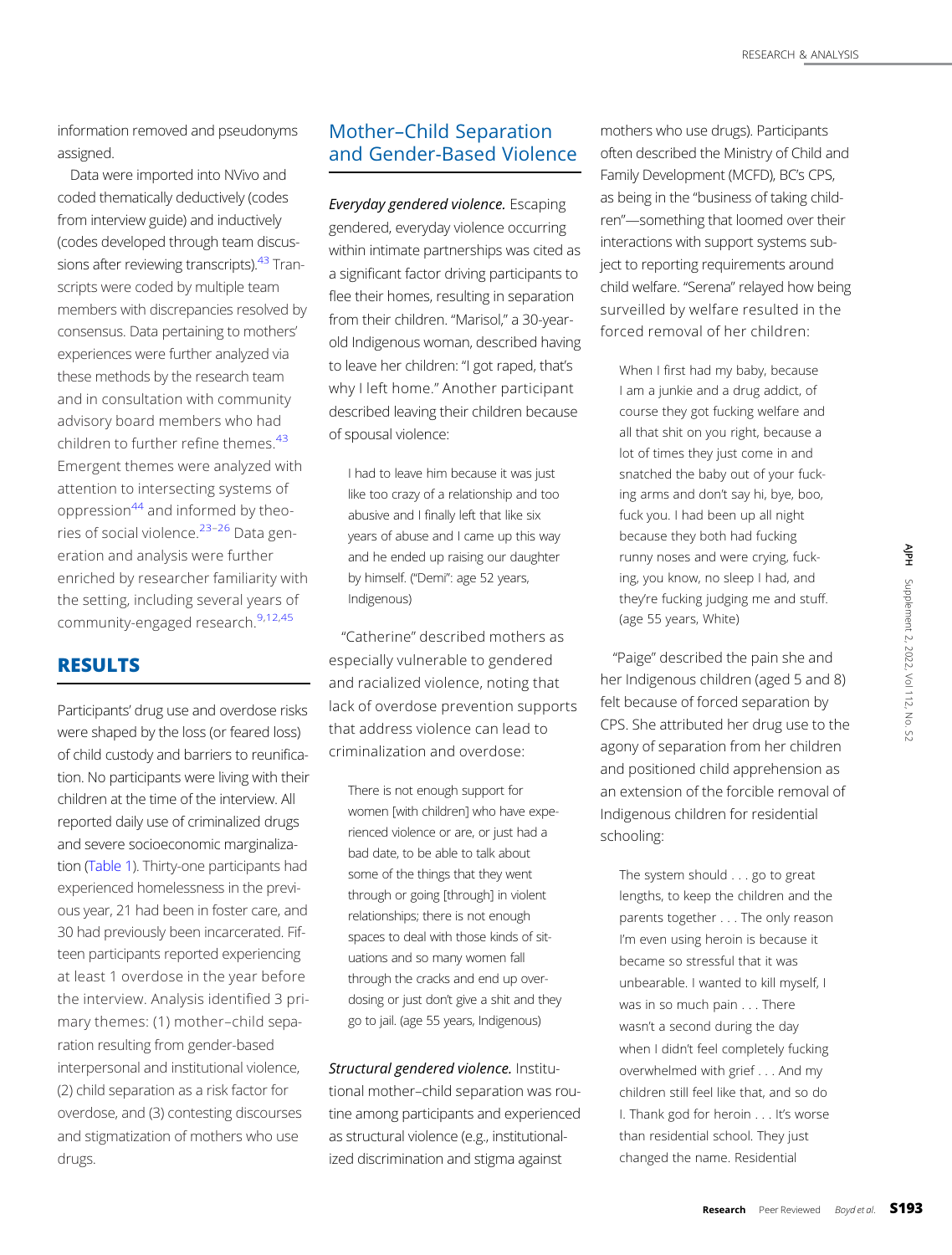information removed and pseudonyms assigned.

Data were imported into NVivo and coded thematically deductively (codes from interview guide) and inductively (codes developed through team discussions after reviewing transcripts).[43] Transcripts were coded by multiple team members with discrepancies resolved by consensus. Data pertaining to mothers' experiences were further analyzed via these methods by the research team and in consultation with community advisory board members who had children to further refine themes.[43] Emergent themes were analyzed with attention to intersecting systems of oppression[44] and informed by theories of social violence.[23–26] Data generation and analysis were further enriched by researcher familiarity with the setting, including several years of community-engaged research.[9,12,45]

## RESULTS

Participants' drug use and overdose risks were shaped by the loss (or feared loss) of child custody and barriers to reunification. No participants were living with their children at the time of the interview. All reported daily use of criminalized drugs and severe socioeconomic marginalization (Table 1). Thirty-one participants had experienced homelessness in the previous year, 21 had been in foster care, and 30 had previously been incarcerated. Fifteen participants reported experiencing at least 1 overdose in the year before the interview. Analysis identified 3 primary themes: (1) mother–child separation resulting from gender-based interpersonal and institutional violence, (2) child separation as a risk factor for overdose, and (3) contesting discourses and stigmatization of mothers who use drugs.

## Mother–Child Separation and Gender-Based Violence

***Everyday gendered violence.*** Escaping gendered, everyday violence occurring within intimate partnerships was cited as a significant factor driving participants to flee their homes, resulting in separation from their children. "Marisol," a 30-year-old Indigenous woman, described having to leave her children: "I got raped, that's why I left home." Another participant described leaving their children because of spousal violence:

> I had to leave him because it was just like too crazy of a relationship and too abusive and I finally left that like six years of abuse and I came up this way and he ended up raising our daughter by himself. ("Demi": age 52 years, Indigenous)

"Catherine" described mothers as especially vulnerable to gendered and racialized violence, noting that lack of overdose prevention supports that address violence can lead to criminalization and overdose:

> There is not enough support for women [with children] who have experienced violence or are, or just had a bad date, to be able to talk about some of the things that they went through or going [through] in violent relationships; there is not enough spaces to deal with those kinds of situations and so many women fall through the cracks and end up overdosing or just don't give a shit and they go to jail. (age 55 years, Indigenous)

***Structural gendered violence.*** Institutional mother–child separation was routine among participants and experienced as structural violence (e.g., institutionalized discrimination and stigma against mothers who use drugs). Participants often described the Ministry of Child and Family Development (MCFD), BC's CPS, as being in the "business of taking children"—something that loomed over their interactions with support systems subject to reporting requirements around child welfare. "Serena" relayed how being surveilled by welfare resulted in the forced removal of her children:

> When I first had my baby, because I am a junkie and a drug addict, of course they got fucking welfare and all that shit on you right, because a lot of times they just come in and snatched the baby out of your fucking arms and don't say hi, bye, boo, fuck you. I had been up all night because they both had fucking runny noses and were crying, fucking, you know, no sleep I had, and they're fucking judging me and stuff. (age 55 years, White)

"Paige" described the pain she and her Indigenous children (aged 5 and 8) felt because of forced separation by CPS. She attributed her drug use to the agony of separation from her children and positioned child apprehension as an extension of the forcible removal of Indigenous children for residential schooling:

> The system should . . . go to great lengths, to keep the children and the parents together . . . The only reason I'm even using heroin is because it became so stressful that it was unbearable. I wanted to kill myself, I was in so much pain . . . There wasn't a second during the day when I didn't feel completely fucking overwhelmed with grief . . . And my children still feel like that, and so do I. Thank god for heroin . . . It's worse than residential school. They just changed the name. Residential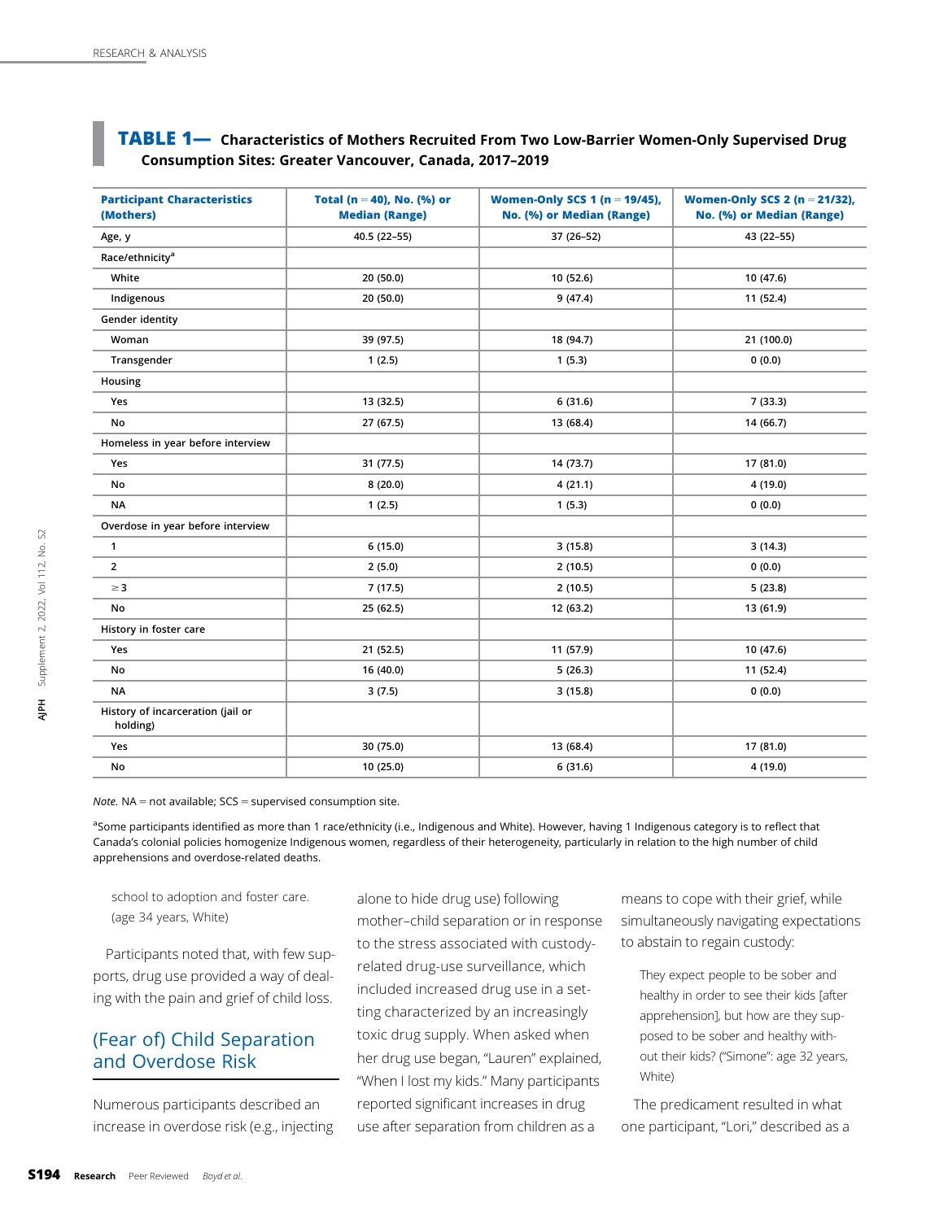**TABLE 1— Characteristics of Mothers Recruited From Two Low-Barrier Women-Only Supervised Drug Consumption Sites: Greater Vancouver, Canada, 2017–2019**

| Participant Characteristics (Mothers) | Total (n = 40), No. (%) or Median (Range) | Women-Only SCS 1 (n = 19/45), No. (%) or Median (Range) | Women-Only SCS 2 (n = 21/32), No. (%) or Median (Range) |
|---|---|---|---|
| Age, y | 40.5 (22–55) | 37 (26–52) | 43 (22–55) |
| Race/ethnicity[a] | | | |
| White | 20 (50.0) | 10 (52.6) | 10 (47.6) |
| Indigenous | 20 (50.0) | 9 (47.4) | 11 (52.4) |
| Gender identity | | | |
| Woman | 39 (97.5) | 18 (94.7) | 21 (100.0) |
| Transgender | 1 (2.5) | 1 (5.3) | 0 (0.0) |
| Housing | | | |
| Yes | 13 (32.5) | 6 (31.6) | 7 (33.3) |
| No | 27 (67.5) | 13 (68.4) | 14 (66.7) |
| Homeless in year before interview | | | |
| Yes | 31 (77.5) | 14 (73.7) | 17 (81.0) |
| No | 8 (20.0) | 4 (21.1) | 4 (19.0) |
| NA | 1 (2.5) | 1 (5.3) | 0 (0.0) |
| Overdose in year before interview | | | |
| 1 | 6 (15.0) | 3 (15.8) | 3 (14.3) |
| 2 | 2 (5.0) | 2 (10.5) | 0 (0.0) |
| ≥ 3 | 7 (17.5) | 2 (10.5) | 5 (23.8) |
| No | 25 (62.5) | 12 (63.2) | 13 (61.9) |
| History in foster care | | | |
| Yes | 21 (52.5) | 11 (57.9) | 10 (47.6) |
| No | 16 (40.0) | 5 (26.3) | 11 (52.4) |
| NA | 3 (7.5) | 3 (15.8) | 0 (0.0) |
| History of incarceration (jail or holding) | | | |
| Yes | 30 (75.0) | 13 (68.4) | 17 (81.0) |
| No | 10 (25.0) | 6 (31.6) | 4 (19.0) |

*Note.* NA = not available; SCS = supervised consumption site.

[a]Some participants identified as more than 1 race/ethnicity (i.e., Indigenous and White). However, having 1 Indigenous category is to reflect that Canada's colonial policies homogenize Indigenous women, regardless of their heterogeneity, particularly in relation to the high number of child apprehensions and overdose-related deaths.

> school to adoption and foster care. (age 34 years, White)

Participants noted that, with few supports, drug use provided a way of dealing with the pain and grief of child loss.

## (Fear of) Child Separation and Overdose Risk

Numerous participants described an increase in overdose risk (e.g., injecting alone to hide drug use) following mother–child separation or in response to the stress associated with custody-related drug-use surveillance, which included increased drug use in a setting characterized by an increasingly toxic drug supply. When asked when her drug use began, "Lauren" explained, "When I lost my kids." Many participants reported significant increases in drug use after separation from children as a means to cope with their grief, while simultaneously navigating expectations to abstain to regain custody:

> They expect people to be sober and healthy in order to see their kids [after apprehension], but how are they supposed to be sober and healthy without their kids? ("Simone": age 32 years, White)

The predicament resulted in what one participant, "Lori," described as a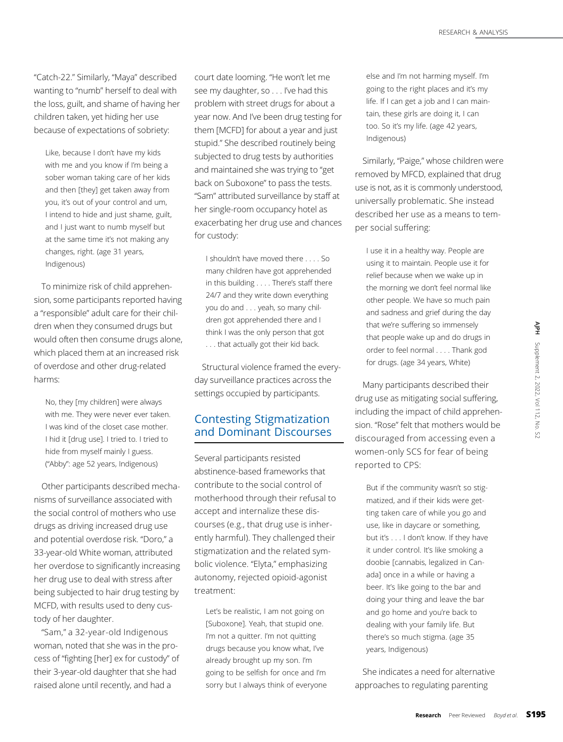"Catch-22." Similarly, "Maya" described wanting to "numb" herself to deal with the loss, guilt, and shame of having her children taken, yet hiding her use because of expectations of sobriety:

> Like, because I don't have my kids with me and you know if I'm being a sober woman taking care of her kids and then [they] get taken away from you, it's out of your control and um, I intend to hide and just shame, guilt, and I just want to numb myself but at the same time it's not making any changes, right. (age 31 years, Indigenous)

To minimize risk of child apprehension, some participants reported having a "responsible" adult care for their children when they consumed drugs but would often then consume drugs alone, which placed them at an increased risk of overdose and other drug-related harms:

> No, they [my children] were always with me. They were never ever taken. I was kind of the closet case mother. I hid it [drug use]. I tried to. I tried to hide from myself mainly I guess. ("Abby": age 52 years, Indigenous)

Other participants described mechanisms of surveillance associated with the social control of mothers who use drugs as driving increased drug use and potential overdose risk. "Doro," a 33-year-old White woman, attributed her overdose to significantly increasing her drug use to deal with stress after being subjected to hair drug testing by MCFD, with results used to deny custody of her daughter.

"Sam," a 32-year-old Indigenous woman, noted that she was in the process of "fighting [her] ex for custody" of their 3-year-old daughter that she had raised alone until recently, and had a court date looming. "He won't let me see my daughter, so . . . I've had this problem with street drugs for about a year now. And I've been drug testing for them [MCFD] for about a year and just stupid." She described routinely being subjected to drug tests by authorities and maintained she was trying to "get back on Suboxone" to pass the tests. "Sam" attributed surveillance by staff at her single-room occupancy hotel as exacerbating her drug use and chances for custody:

> I shouldn't have moved there . . . . So many children have got apprehended in this building . . . . There's staff there 24/7 and they write down everything you do and . . . yeah, so many children got apprehended there and I think I was the only person that got . . . that actually got their kid back.

Structural violence framed the everyday surveillance practices across the settings occupied by participants.

## Contesting Stigmatization and Dominant Discourses

Several participants resisted abstinence-based frameworks that contribute to the social control of motherhood through their refusal to accept and internalize these discourses (e.g., that drug use is inherently harmful). They challenged their stigmatization and the related symbolic violence. "Elyta," emphasizing autonomy, rejected opioid-agonist treatment:

> Let's be realistic, I am not going on [Suboxone]. Yeah, that stupid one. I'm not a quitter. I'm not quitting drugs because you know what, I've already brought up my son. I'm going to be selfish for once and I'm sorry but I always think of everyone else and I'm not harming myself. I'm going to the right places and it's my life. If I can get a job and I can maintain, these girls are doing it, I can too. So it's my life. (age 42 years, Indigenous)

Similarly, "Paige," whose children were removed by MFCD, explained that drug use is not, as it is commonly understood, universally problematic. She instead described her use as a means to temper social suffering:

> I use it in a healthy way. People are using it to maintain. People use it for relief because when we wake up in the morning we don't feel normal like other people. We have so much pain and sadness and grief during the day that we're suffering so immensely that people wake up and do drugs in order to feel normal . . . . Thank god for drugs. (age 34 years, White)

Many participants described their drug use as mitigating social suffering, including the impact of child apprehension. "Rose" felt that mothers would be discouraged from accessing even a women-only SCS for fear of being reported to CPS:

> But if the community wasn't so stigmatized, and if their kids were getting taken care of while you go and use, like in daycare or something, but it's . . . I don't know. If they have it under control. It's like smoking a doobie [cannabis, legalized in Canada] once in a while or having a beer. It's like going to the bar and doing your thing and leave the bar and go home and you're back to dealing with your family life. But there's so much stigma. (age 35 years, Indigenous)

She indicates a need for alternative approaches to regulating parenting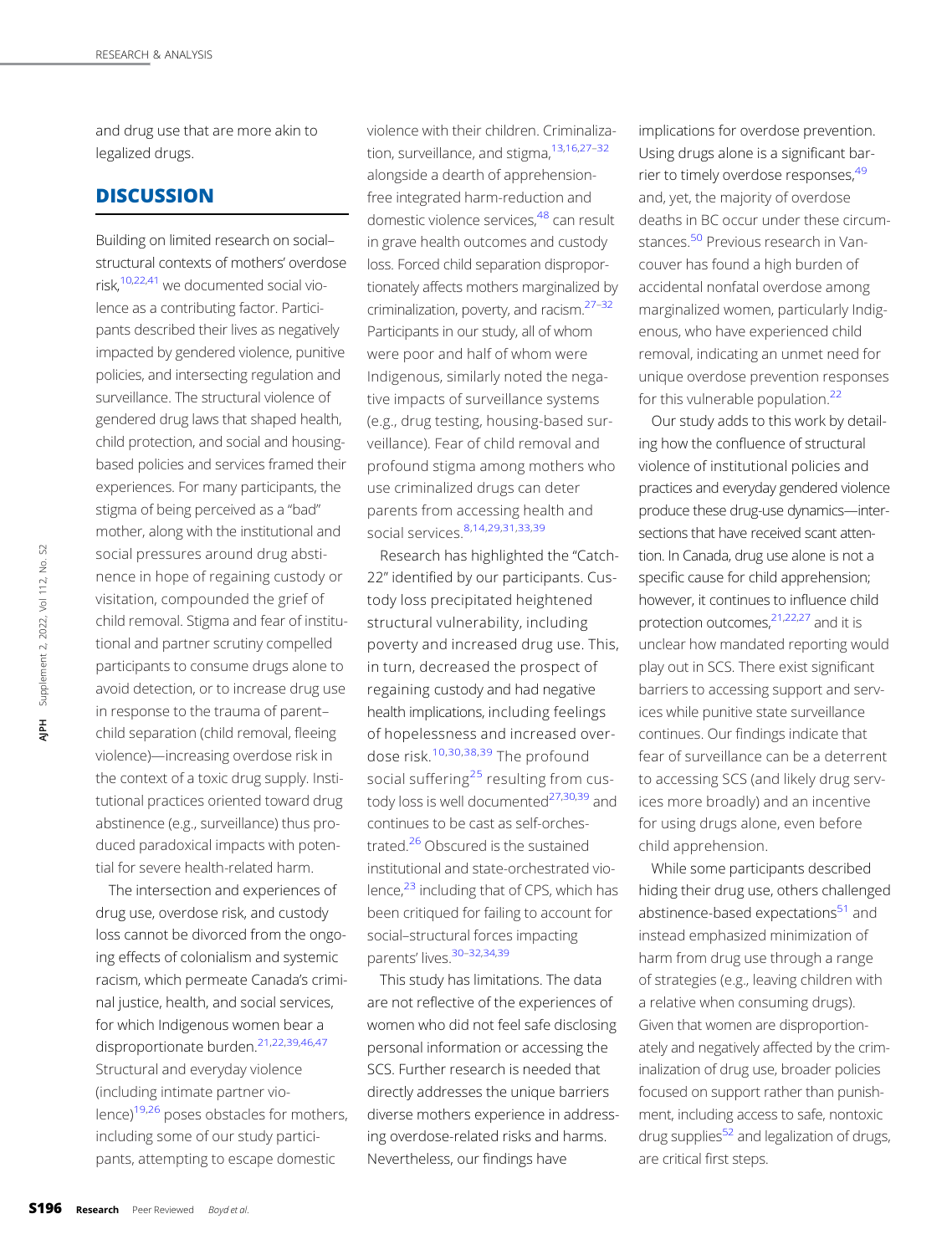and drug use that are more akin to legalized drugs.

## DISCUSSION

Building on limited research on social–structural contexts of mothers' overdose risk,[10,22,41] we documented social violence as a contributing factor. Participants described their lives as negatively impacted by gendered violence, punitive policies, and intersecting regulation and surveillance. The structural violence of gendered drug laws that shaped health, child protection, and social and housing-based policies and services framed their experiences. For many participants, the stigma of being perceived as a "bad" mother, along with the institutional and social pressures around drug abstinence in hope of regaining custody or visitation, compounded the grief of child removal. Stigma and fear of institutional and partner scrutiny compelled participants to consume drugs alone to avoid detection, or to increase drug use in response to the trauma of parent–child separation (child removal, fleeing violence)—increasing overdose risk in the context of a toxic drug supply. Institutional practices oriented toward drug abstinence (e.g., surveillance) thus produced paradoxical impacts with potential for severe health-related harm.

The intersection and experiences of drug use, overdose risk, and custody loss cannot be divorced from the ongoing effects of colonialism and systemic racism, which permeate Canada's criminal justice, health, and social services, for which Indigenous women bear a disproportionate burden.[21,22,39,46,47] Structural and everyday violence (including intimate partner violence)[19,26] poses obstacles for mothers, including some of our study participants, attempting to escape domestic violence with their children. Criminalization, surveillance, and stigma,[13,16,27–32] alongside a dearth of apprehension-free integrated harm-reduction and domestic violence services,[48] can result in grave health outcomes and custody loss. Forced child separation disproportionately affects mothers marginalized by criminalization, poverty, and racism.[27–32] Participants in our study, all of whom were poor and half of whom were Indigenous, similarly noted the negative impacts of surveillance systems (e.g., drug testing, housing-based surveillance). Fear of child removal and profound stigma among mothers who use criminalized drugs can deter parents from accessing health and social services.[8,14,29,31,33,39]

Research has highlighted the "Catch-22" identified by our participants. Custody loss precipitated heightened structural vulnerability, including poverty and increased drug use. This, in turn, decreased the prospect of regaining custody and had negative health implications, including feelings of hopelessness and increased overdose risk.[10,30,38,39] The profound social suffering[25] resulting from custody loss is well documented[27,30,39] and continues to be cast as self-orchestrated.[26] Obscured is the sustained institutional and state-orchestrated violence,[23] including that of CPS, which has been critiqued for failing to account for social–structural forces impacting parents' lives.[30–32,34,39]

This study has limitations. The data are not reflective of the experiences of women who did not feel safe disclosing personal information or accessing the SCS. Further research is needed that directly addresses the unique barriers diverse mothers experience in addressing overdose-related risks and harms. Nevertheless, our findings have implications for overdose prevention. Using drugs alone is a significant barrier to timely overdose responses,[49] and, yet, the majority of overdose deaths in BC occur under these circumstances.[50] Previous research in Vancouver has found a high burden of accidental nonfatal overdose among marginalized women, particularly Indigenous, who have experienced child removal, indicating an unmet need for unique overdose prevention responses for this vulnerable population.[22]

Our study adds to this work by detailing how the confluence of structural violence of institutional policies and practices and everyday gendered violence produce these drug-use dynamics—intersections that have received scant attention. In Canada, drug use alone is not a specific cause for child apprehension; however, it continues to influence child protection outcomes,[21,22,27] and it is unclear how mandated reporting would play out in SCS. There exist significant barriers to accessing support and services while punitive state surveillance continues. Our findings indicate that fear of surveillance can be a deterrent to accessing SCS (and likely drug services more broadly) and an incentive for using drugs alone, even before child apprehension.

While some participants described hiding their drug use, others challenged abstinence-based expectations[51] and instead emphasized minimization of harm from drug use through a range of strategies (e.g., leaving children with a relative when consuming drugs). Given that women are disproportionately and negatively affected by the criminalization of drug use, broader policies focused on support rather than punishment, including access to safe, nontoxic drug supplies[52] and legalization of drugs, are critical first steps.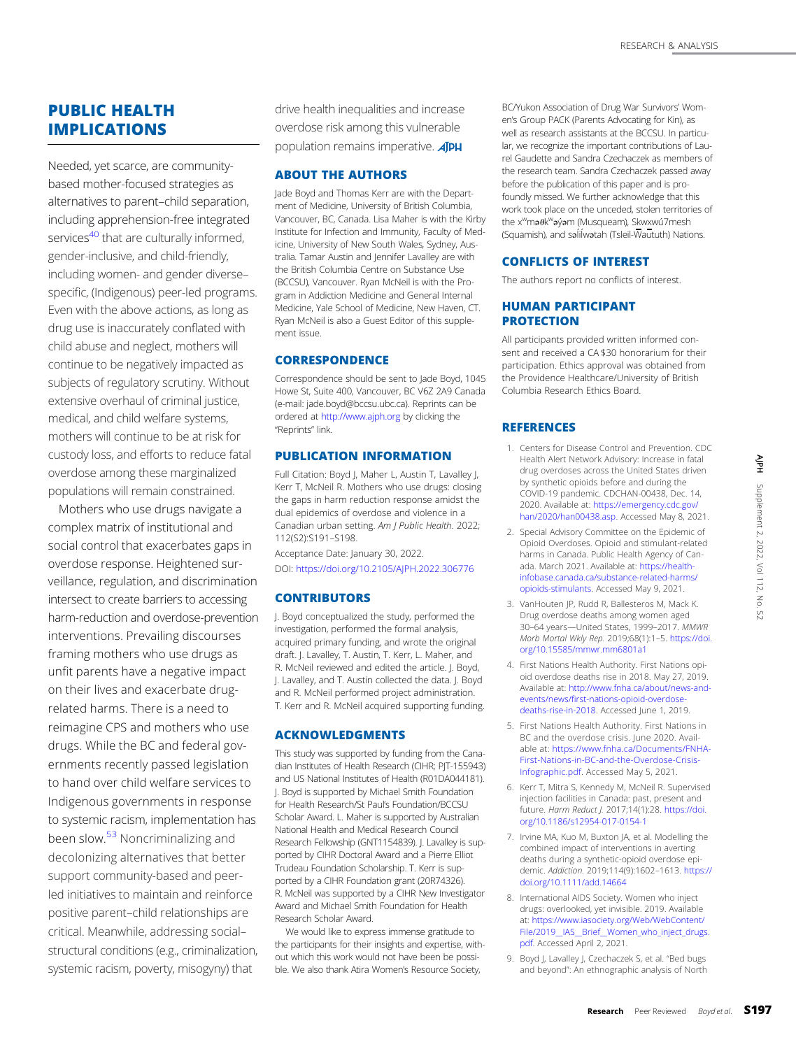## PUBLIC HEALTH IMPLICATIONS

Needed, yet scarce, are community-based mother-focused strategies as alternatives to parent–child separation, including apprehension-free integrated services[40] that are culturally informed, gender-inclusive, and child-friendly, including women- and gender diverse–specific, (Indigenous) peer-led programs. Even with the above actions, as long as drug use is inaccurately conflated with child abuse and neglect, mothers will continue to be negatively impacted as subjects of regulatory scrutiny. Without extensive overhaul of criminal justice, medical, and child welfare systems, mothers will continue to be at risk for custody loss, and efforts to reduce fatal overdose among these marginalized populations will remain constrained.

Mothers who use drugs navigate a complex matrix of institutional and social control that exacerbates gaps in overdose response. Heightened surveillance, regulation, and discrimination intersect to create barriers to accessing harm-reduction and overdose-prevention interventions. Prevailing discourses framing mothers who use drugs as unfit parents have a negative impact on their lives and exacerbate drug-related harms. There is a need to reimagine CPS and mothers who use drugs. While the BC and federal governments recently passed legislation to hand over child welfare services to Indigenous governments in response to systemic racism, implementation has been slow.[53] Noncriminalizing and decolonizing alternatives that better support community-based and peer-led initiatives to maintain and reinforce positive parent–child relationships are critical. Meanwhile, addressing social–structural conditions (e.g., criminalization, systemic racism, poverty, misogyny) that drive health inequalities and increase overdose risk among this vulnerable population remains imperative. *AJPH*

## ABOUT THE AUTHORS

Jade Boyd and Thomas Kerr are with the Department of Medicine, University of British Columbia, Vancouver, BC, Canada. Lisa Maher is with the Kirby Institute for Infection and Immunity, Faculty of Medicine, University of New South Wales, Sydney, Australia. Tamar Austin and Jennifer Lavalley are with the British Columbia Centre on Substance Use (BCCSU), Vancouver. Ryan McNeil is with the Program in Addiction Medicine and General Internal Medicine, Yale School of Medicine, New Haven, CT. Ryan McNeil is also a Guest Editor of this supplement issue.

## CORRESPONDENCE

Correspondence should be sent to Jade Boyd, 1045 Howe St, Suite 400, Vancouver, BC V6Z 2A9 Canada (e-mail: jade.boyd@bccsu.ubc.ca). Reprints can be ordered at http://www.ajph.org by clicking the "Reprints" link.

## PUBLICATION INFORMATION

Full Citation: Boyd J, Maher L, Austin T, Lavalley J, Kerr T, McNeil R. Mothers who use drugs: closing the gaps in harm reduction response amidst the dual epidemics of overdose and violence in a Canadian urban setting. *Am J Public Health*. 2022; 112(S2):S191–S198.

Acceptance Date: January 30, 2022.

DOI: https://doi.org/10.2105/AJPH.2022.306776

## CONTRIBUTORS

J. Boyd conceptualized the study, performed the investigation, performed the formal analysis, acquired primary funding, and wrote the original draft. J. Lavalley, T. Austin, T. Kerr, L. Maher, and R. McNeil reviewed and edited the article. J. Boyd, J. Lavalley, and T. Austin collected the data. J. Boyd and R. McNeil performed project administration. T. Kerr and R. McNeil acquired supporting funding.

## ACKNOWLEDGMENTS

This study was supported by funding from the Canadian Institutes of Health Research (CIHR; PJT-155943) and US National Institutes of Health (R01DA044181). J. Boyd is supported by Michael Smith Foundation for Health Research/St Paul's Foundation/BCCSU Scholar Award. L. Maher is supported by Australian National Health and Medical Research Council Research Fellowship (GNT1154839). J. Lavalley is supported by CIHR Doctoral Award and a Pierre Elliot Trudeau Foundation Scholarship. T. Kerr is supported by a CIHR Foundation grant (20R74326). R. McNeil was supported by a CIHR New Investigator Award and Michael Smith Foundation for Health Research Scholar Award.

We would like to express immense gratitude to the participants for their insights and expertise, without which this work would not have been possible. We also thank Atira Women's Resource Society, BC/Yukon Association of Drug War Survivors' Women's Group PACK (Parents Advocating for Kin), as well as research assistants at the BCCSU. In particular, we recognize the important contributions of Laurel Gaudette and Sandra Czechaczek as members of the research team. Sandra Czechaczek passed away before the publication of this paper and is profoundly missed. We further acknowledge that this work took place on the unceded, stolen territories of the xʷməθkʷəy̓əm (Musqueam), Skwxwú7mesh (Squamish), and səl̓ílwətaʔɬ (Tsleil-Waututh) Nations.

## CONFLICTS OF INTEREST

The authors report no conflicts of interest.

## HUMAN PARTICIPANT PROTECTION

All participants provided written informed consent and received a CA $30 honorarium for their participation. Ethics approval was obtained from the Providence Healthcare/University of British Columbia Research Ethics Board.

## REFERENCES

1. Centers for Disease Control and Prevention. CDC Health Alert Network Advisory: Increase in fatal drug overdoses across the United States driven by synthetic opioids before and during the COVID-19 pandemic. CDCHAN-00438, Dec. 14, 2020. Available at: https://emergency.cdc.gov/han/2020/han00438.asp. Accessed May 8, 2021.
2. Special Advisory Committee on the Epidemic of Opioid Overdoses. Opioid and stimulant-related harms in Canada. Public Health Agency of Canada. March 2021. Available at: https://health-infobase.canada.ca/substance-related-harms/opioids-stimulants. Accessed May 9, 2021.
3. VanHouten JP, Rudd R, Ballesteros M, Mack K. Drug overdose deaths among women aged 30–64 years—United States, 1999–2017. *MMWR Morb Mortal Wkly Rep.* 2019;68(1):1–5. https://doi.org/10.15585/mmwr.mm6801a1
4. First Nations Health Authority. First Nations opioid overdose deaths rise in 2018. May 27, 2019. Available at: http://www.fnha.ca/about/news-and-events/news/first-nations-opioid-overdose-deaths-rise-in-2018. Accessed June 1, 2019.
5. First Nations Health Authority. First Nations in BC and the overdose crisis. June 2020. Available at: https://www.fnha.ca/Documents/FNHA-First-Nations-in-BC-and-the-Overdose-Crisis-Infographic.pdf. Accessed May 5, 2021.
6. Kerr T, Mitra S, Kennedy M, McNeil R. Supervised injection facilities in Canada: past, present and future. *Harm Reduct J.* 2017;14(1):28. https://doi.org/10.1186/s12954-017-0154-1
7. Irvine MA, Kuo M, Buxton JA, et al. Modelling the combined impact of interventions in averting deaths during a synthetic-opioid overdose epidemic. *Addiction.* 2019;114(9):1602–1613. https://doi.org/10.1111/add.14664
8. International AIDS Society. Women who inject drugs: overlooked, yet invisible. 2019. Available at: https://www.iasociety.org/Web/WebContent/File/2019__IAS__Brief__Women_who_inject_drugs.pdf. Accessed April 2, 2021.
9. Boyd J, Lavalley J, Czechaczek S, et al. "Bed bugs and beyond": An ethnographic analysis of North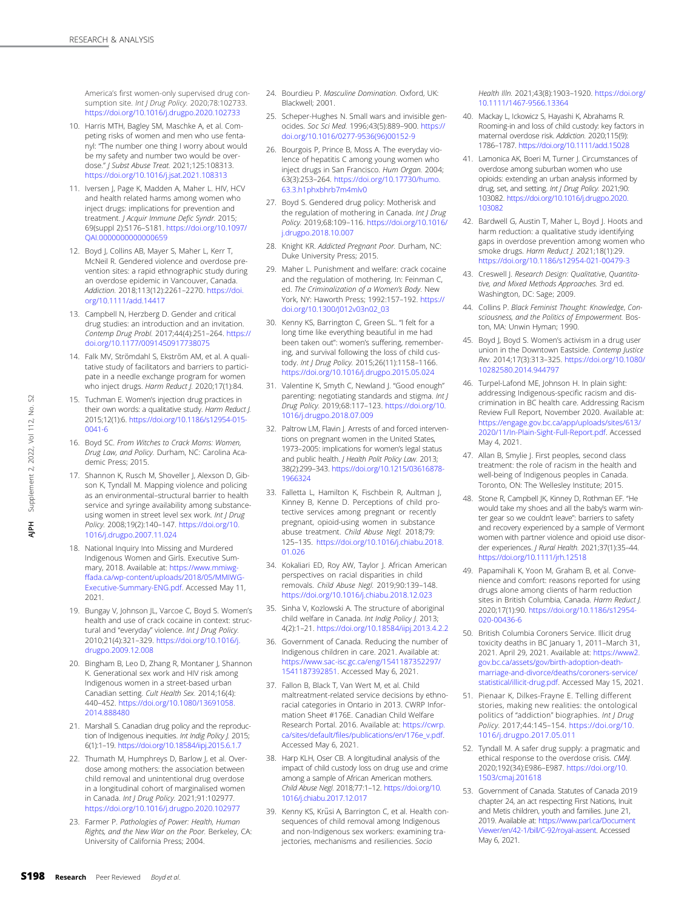America's first women-only supervised drug consumption site. *Int J Drug Policy.* 2020;78:102733. https://doi.org/10.1016/j.drugpo.2020.102733

10. Harris MTH, Bagley SM, Maschke A, et al. Competing risks of women and men who use fentanyl: "The number one thing I worry about would be my safety and number two would be overdose." *J Subst Abuse Treat.* 2021;125:108313. https://doi.org/10.1016/j.jsat.2021.108313
11. Iversen J, Page K, Madden A, Maher L. HIV, HCV and health related harms among women who inject drugs: implications for prevention and treatment. *J Acquir Immune Defic Syndr.* 2015; 69(suppl 2):S176–S181. https://doi.org/10.1097/QAI.0000000000000659
12. Boyd J, Collins AB, Mayer S, Maher L, Kerr T, McNeil R. Gendered violence and overdose prevention sites: a rapid ethnographic study during an overdose epidemic in Vancouver, Canada. *Addiction.* 2018;113(12):2261–2270. https://doi.org/10.1111/add.14417
13. Campbell N, Herzberg D. Gender and critical drug studies: an introduction and an invitation. *Contemp Drug Probl.* 2017;44(4):251–264. https://doi.org/10.1177/0091450917738075
14. Falk MV, Strömdahl S, Ekström AM, et al. A qualitative study of facilitators and barriers to participate in a needle exchange program for women who inject drugs. *Harm Reduct J.* 2020;17(1):84.
15. Tuchman E. Women's injection drug practices in their own words: a qualitative study. *Harm Reduct J.* 2015;12(1):6. https://doi.org/10.1186/s12954-015-0041-6
16. Boyd SC. *From Witches to Crack Moms: Women, Drug Law, and Policy.* Durham, NC: Carolina Academic Press; 2015.
17. Shannon K, Rusch M, Shoveller J, Alexson D, Gibson K, Tyndall M. Mapping violence and policing as an environmental–structural barrier to health service and syringe availability among substance-using women in street level sex work. *Int J Drug Policy.* 2008;19(2):140–147. https://doi.org/10.1016/j.drugpo.2007.11.024
18. National Inquiry Into Missing and Murdered Indigenous Women and Girls. Executive Summary, 2018. Available at: https://www.mmiwg-ffada.ca/wp-content/uploads/2018/05/MMIWG-Executive-Summary-ENG.pdf. Accessed May 11, 2021.
19. Bungay V, Johnson JL, Varcoe C, Boyd S. Women's health and use of crack cocaine in context: structural and "everyday" violence. *Int J Drug Policy.* 2010;21(4):321–329. https://doi.org/10.1016/j.drugpo.2009.12.008
20. Bingham B, Leo D, Zhang R, Montaner J, Shannon K. Generational sex work and HIV risk among Indigenous women in a street-based urban Canadian setting. *Cult Health Sex.* 2014;16(4): 440–452. https://doi.org/10.1080/13691058.2014.888480
21. Marshall S. Canadian drug policy and the reproduction of Indigenous inequities. *Int Indig Policy J.* 2015; 6(1):1–19. https://doi.org/10.18584/iipj.2015.6.1.7
22. Thumath M, Humphreys D, Barlow J, et al. Overdose among mothers: the association between child removal and unintentional drug overdose in a longitudinal cohort of marginalised women in Canada. *Int J Drug Policy.* 2021;91:102977. https://doi.org/10.1016/j.drugpo.2020.102977
23. Farmer P. *Pathologies of Power: Health, Human Rights, and the New War on the Poor.* Berkeley, CA: University of California Press; 2004.
24. Bourdieu P. *Masculine Domination.* Oxford, UK: Blackwell; 2001.
25. Scheper-Hughes N. Small wars and invisible genocides. *Soc Sci Med.* 1996;43(5):889–900. https://doi.org/10.1016/0277-9536(96)00152-9
26. Bourgois P, Prince B, Moss A. The everyday violence of hepatitis C among young women who inject drugs in San Francisco. *Hum Organ.* 2004; 63(3):253–264. https://doi.org/10.17730/humo.63.3.h1phxbhrb7m4mlv0
27. Boyd S. Gendered drug policy: Motherisk and the regulation of mothering in Canada. *Int J Drug Policy.* 2019;68:109–116. https://doi.org/10.1016/j.drugpo.2018.10.007
28. Knight KR. *Addicted Pregnant Poor.* Durham, NC: Duke University Press; 2015.
29. Maher L. Punishment and welfare: crack cocaine and the regulation of mothering. In: Feinman C, ed. *The Criminalization of a Women's Body.* New York, NY: Haworth Press; 1992:157–192. https://doi.org/10.1300/J012v03n02_03
30. Kenny KS, Barrington C, Green SL. "I felt for a long time like everything beautiful in me had been taken out": women's suffering, remembering, and survival following the loss of child custody. *Int J Drug Policy.* 2015;26(11):1158–1166. https://doi.org/10.1016/j.drugpo.2015.05.024
31. Valentine K, Smyth C, Newland J. "Good enough" parenting: negotiating standards and stigma. *Int J Drug Policy.* 2019;68:117–123. https://doi.org/10.1016/j.drugpo.2018.07.009
32. Paltrow LM, Flavin J. Arrests of and forced interventions on pregnant women in the United States, 1973–2005: implications for women's legal status and public health. *J Health Polit Policy Law.* 2013; 38(2):299–343. https://doi.org/10.1215/03616878-1966324
33. Falletta L, Hamilton K, Fischbein R, Aultman J, Kinney B, Kenne D. Perceptions of child protective services among pregnant or recently pregnant, opioid-using women in substance abuse treatment. *Child Abuse Negl.* 2018;79: 125–135. https://doi.org/10.1016/j.chiabu.2018.01.026
34. Kokaliari ED, Roy AW, Taylor J. African American perspectives on racial disparities in child removals. *Child Abuse Negl.* 2019;90:139–148. https://doi.org/10.1016/j.chiabu.2018.12.023
35. Sinha V, Kozlowski A. The structure of aboriginal child welfare in Canada. *Int Indig Policy J.* 2013; 4(2):1–21. https://doi.org/10.18584/iipj.2013.4.2.2
36. Government of Canada. Reducing the number of Indigenous children in care. 2021. Available at: https://www.sac-isc.gc.ca/eng/1541187352297/1541187392851. Accessed May 6, 2021.
37. Fallon B, Black T, Van Wert M, et al. Child maltreatment-related service decisions by ethno-racial categories in Ontario in 2013. CWRP Information Sheet #176E. Canadian Child Welfare Research Portal. 2016. Available at: https://cwrp.ca/sites/default/files/publications/en/176e_v.pdf. Accessed May 6, 2021.
38. Harp KLH, Oser CB. A longitudinal analysis of the impact of child custody loss on drug use and crime among a sample of African American mothers. *Child Abuse Negl.* 2018;77:1–12. https://doi.org/10.1016/j.chiabu.2017.12.017
39. Kenny KS, Krüsi A, Barrington C, et al. Health consequences of child removal among Indigenous and non-Indigenous sex workers: examining trajectories, mechanisms and resiliencies. *Socio Health Illn.* 2021;43(8):1903–1920. https://doi.org/10.1111/1467-9566.13364
40. Mackay L, Ickowicz S, Hayashi K, Abrahams R. Rooming-in and loss of child custody: key factors in maternal overdose risk. *Addiction.* 2020;115(9): 1786–1787. https://doi.org/10.1111/add.15028
41. Lamonica AK, Boeri M, Turner J. Circumstances of overdose among suburban women who use opioids: extending an urban analysis informed by drug, set, and setting. *Int J Drug Policy.* 2021;90: 103082. https://doi.org/10.1016/j.drugpo.2020.103082
42. Bardwell G, Austin T, Maher L, Boyd J. Hoots and harm reduction: a qualitative study identifying gaps in overdose prevention among women who smoke drugs. *Harm Reduct J.* 2021;18(1):29. https://doi.org/10.1186/s12954-021-00479-3
43. Creswell J. *Research Design: Qualitative, Quantitative, and Mixed Methods Approaches.* 3rd ed. Washington, DC: Sage; 2009.
44. Collins P. *Black Feminist Thought: Knowledge, Consciousness, and the Politics of Empowerment.* Boston, MA: Unwin Hyman; 1990.
45. Boyd J, Boyd S. Women's activism in a drug user union in the Downtown Eastside. *Contemp Justice Rev.* 2014;17(3):313–325. https://doi.org/10.1080/10282580.2014.944797
46. Turpel-Lafond ME, Johnson H. In plain sight: addressing Indigenous-specific racism and discrimination in BC health care. Addressing Racism Review Full Report, November 2020. Available at: https://engage.gov.bc.ca/app/uploads/sites/613/2020/11/In-Plain-Sight-Full-Report.pdf. Accessed May 4, 2021.
47. Allan B, Smylie J. First peoples, second class treatment: the role of racism in the health and well-being of Indigenous peoples in Canada. Toronto, ON: The Wellesley Institute; 2015.
48. Stone R, Campbell JK, Kinney D, Rothman EF. "He would take my shoes and all the baby's warm winter gear so we couldn't leave": barriers to safety and recovery experienced by a sample of Vermont women with partner violence and opioid use disorder experiences. *J Rural Health.* 2021;37(1):35–44. https://doi.org/10.1111/jrh.12518
49. Papamihali K, Yoon M, Graham B, et al. Convenience and comfort: reasons reported for using drugs alone among clients of harm reduction sites in British Columbia, Canada. *Harm Reduct J.* 2020;17(1):90. https://doi.org/10.1186/s12954-020-00436-6
50. British Columbia Coroners Service. Illicit drug toxicity deaths in BC January 1, 2011–March 31, 2021. April 29, 2021. Available at: https://www2.gov.bc.ca/assets/gov/birth-adoption-death-marriage-and-divorce/deaths/coroners-service/statistical/illicit-drug.pdf. Accessed May 15, 2021.
51. Pienaar K, Dilkes-Frayne E. Telling different stories, making new realities: the ontological politics of "addiction" biographies. *Int J Drug Policy.* 2017;44:145–154. https://doi.org/10.1016/j.drugpo.2017.05.011
52. Tyndall M. A safer drug supply: a pragmatic and ethical response to the overdose crisis. *CMAJ.* 2020;192(34):E986–E987. https://doi.org/10.1503/cmaj.201618
53. Government of Canada. Statutes of Canada 2019 chapter 24, an act respecting First Nations, Inuit and Metis children, youth and families. June 21, 2019. Available at: https://www.parl.ca/DocumentViewer/en/42-1/bill/C-92/royal-assent. Accessed May 6, 2021.